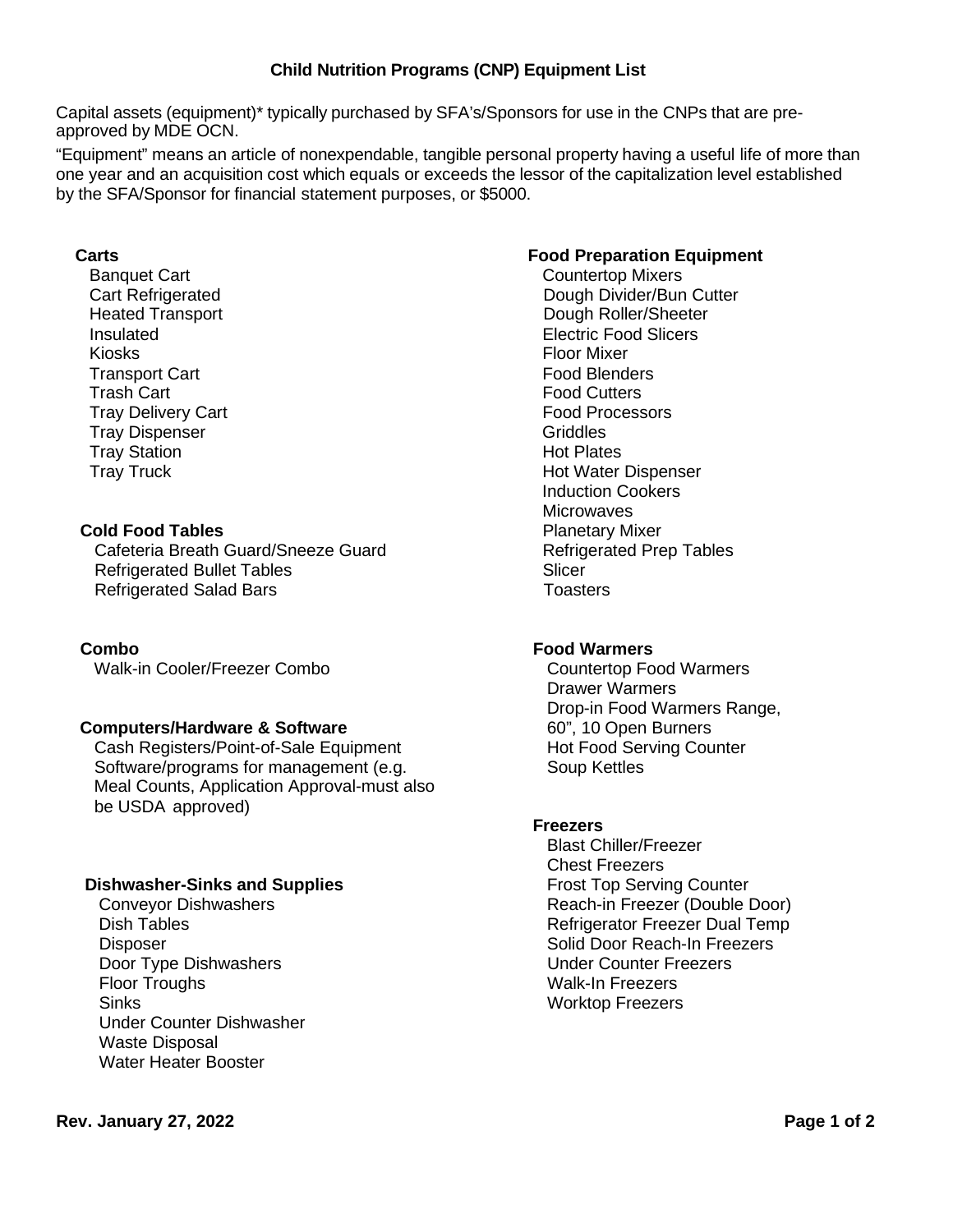# Child Nutrition Programs (CNP) Equipment List

Capital assets (equipment)* typically purchased by SFA's/Sponsors for use in the CNPs that are pre-approved by MDE OCN.

"Equipment" means an article of nonexpendable, tangible personal property having a useful life of more than one year and an acquisition cost which equals or exceeds the lessor of the capitalization level established by the SFA/Sponsor for financial statement purposes, or $5000.

**Carts**
- Banquet Cart
- Cart Refrigerated
- Heated Transport
- Insulated
- Kiosks
- Transport Cart
- Trash Cart
- Tray Delivery Cart
- Tray Dispenser
- Tray Station
- Tray Truck

**Cold Food Tables**
- Cafeteria Breath Guard/Sneeze Guard
- Refrigerated Bullet Tables
- Refrigerated Salad Bars

**Combo**
- Walk-in Cooler/Freezer Combo

**Computers/Hardware & Software**
- Cash Registers/Point-of-Sale Equipment
- Software/programs for management (e.g. Meal Counts, Application Approval-must also be USDA approved)

**Dishwasher-Sinks and Supplies**
- Conveyor Dishwashers
- Dish Tables
- Disposer
- Door Type Dishwashers
- Floor Troughs
- Sinks
- Under Counter Dishwasher
- Waste Disposal
- Water Heater Booster

**Food Preparation Equipment**
- Countertop Mixers
- Dough Divider/Bun Cutter
- Dough Roller/Sheeter
- Electric Food Slicers
- Floor Mixer
- Food Blenders
- Food Cutters
- Food Processors
- Griddles
- Hot Plates
- Hot Water Dispenser
- Induction Cookers
- Microwaves
- Planetary Mixer
- Refrigerated Prep Tables
- Slicer
- Toasters

**Food Warmers**
- Countertop Food Warmers
- Drawer Warmers
- Drop-in Food Warmers Range, 60", 10 Open Burners
- Hot Food Serving Counter
- Soup Kettles

**Freezers**
- Blast Chiller/Freezer
- Chest Freezers
- Frost Top Serving Counter
- Reach-in Freezer (Double Door)
- Refrigerator Freezer Dual Temp
- Solid Door Reach-In Freezers
- Under Counter Freezers
- Walk-In Freezers
- Worktop Freezers

**Rev. January 27, 2022**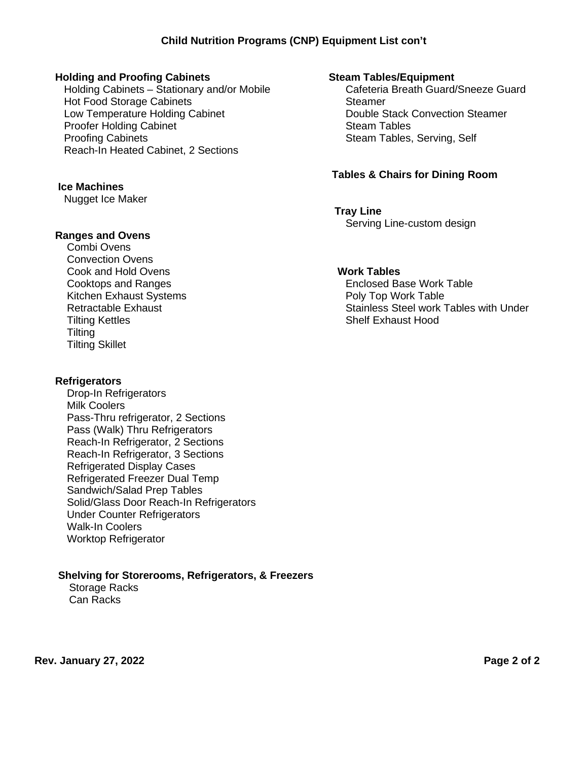## Child Nutrition Programs (CNP) Equipment List con't

**Holding and Proofing Cabinets**

- Holding Cabinets – Stationary and/or Mobile
- Hot Food Storage Cabinets
- Low Temperature Holding Cabinet
- Proofer Holding Cabinet
- Proofing Cabinets
- Reach-In Heated Cabinet, 2 Sections

**Ice Machines**

- Nugget Ice Maker

**Ranges and Ovens**

- Combi Ovens
- Convection Ovens
- Cook and Hold Ovens
- Cooktops and Ranges
- Kitchen Exhaust Systems
- Retractable Exhaust
- Tilting Kettles
- Tilting
- Tilting Skillet

**Refrigerators**

- Drop-In Refrigerators
- Milk Coolers
- Pass-Thru refrigerator, 2 Sections
- Pass (Walk) Thru Refrigerators
- Reach-In Refrigerator, 2 Sections
- Reach-In Refrigerator, 3 Sections
- Refrigerated Display Cases
- Refrigerated Freezer Dual Temp
- Sandwich/Salad Prep Tables
- Solid/Glass Door Reach-In Refrigerators
- Under Counter Refrigerators
- Walk-In Coolers
- Worktop Refrigerator

**Shelving for Storerooms, Refrigerators, & Freezers**

- Storage Racks
- Can Racks

**Steam Tables/Equipment**

- Cafeteria Breath Guard/Sneeze Guard
- Steamer
- Double Stack Convection Steamer
- Steam Tables
- Steam Tables, Serving, Self

**Tables & Chairs for Dining Room**

**Tray Line**

- Serving Line-custom design

**Work Tables**

- Enclosed Base Work Table
- Poly Top Work Table
- Stainless Steel work Tables with Under Shelf Exhaust Hood

**Rev. January 27, 2022**